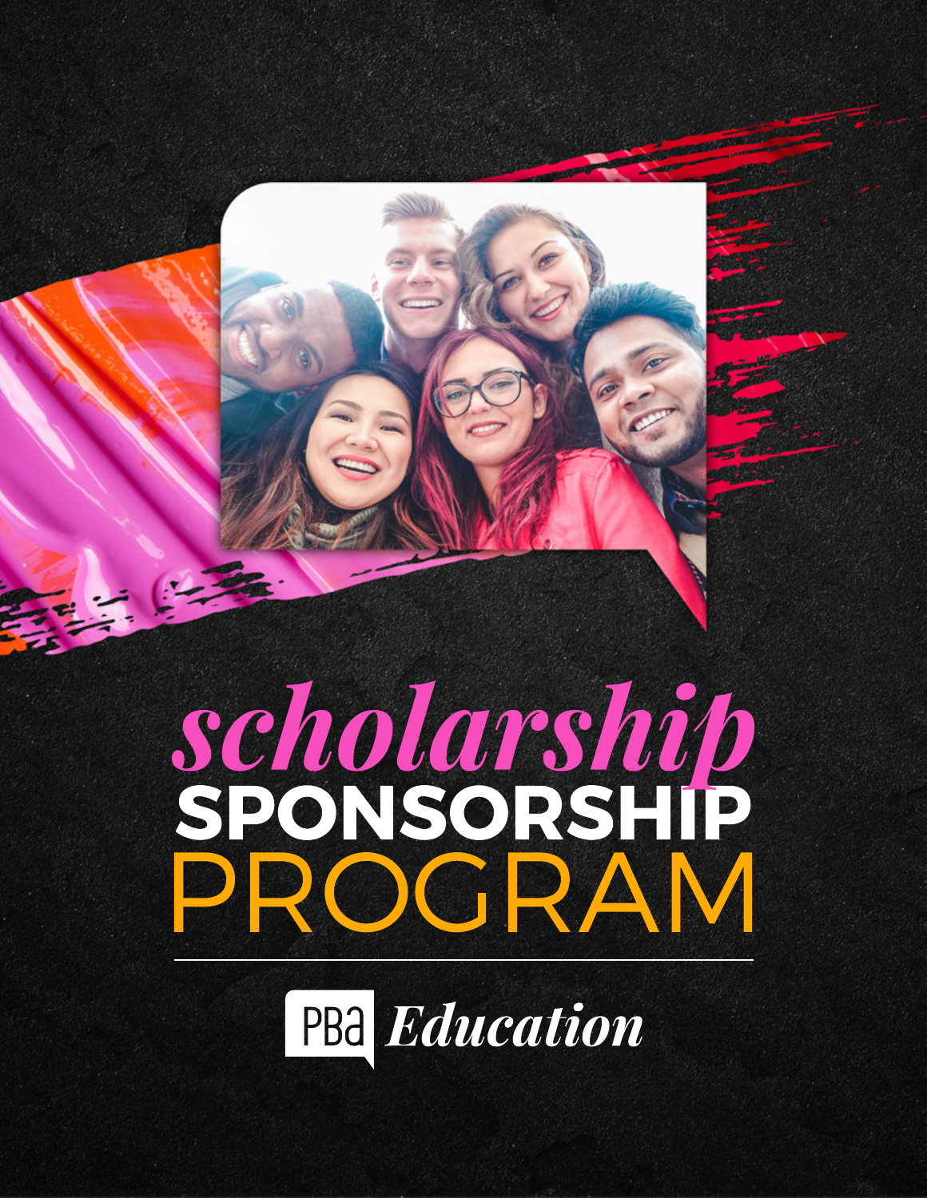# *scholarship* SPONSORSHIP PROGRAM

PBa *Education*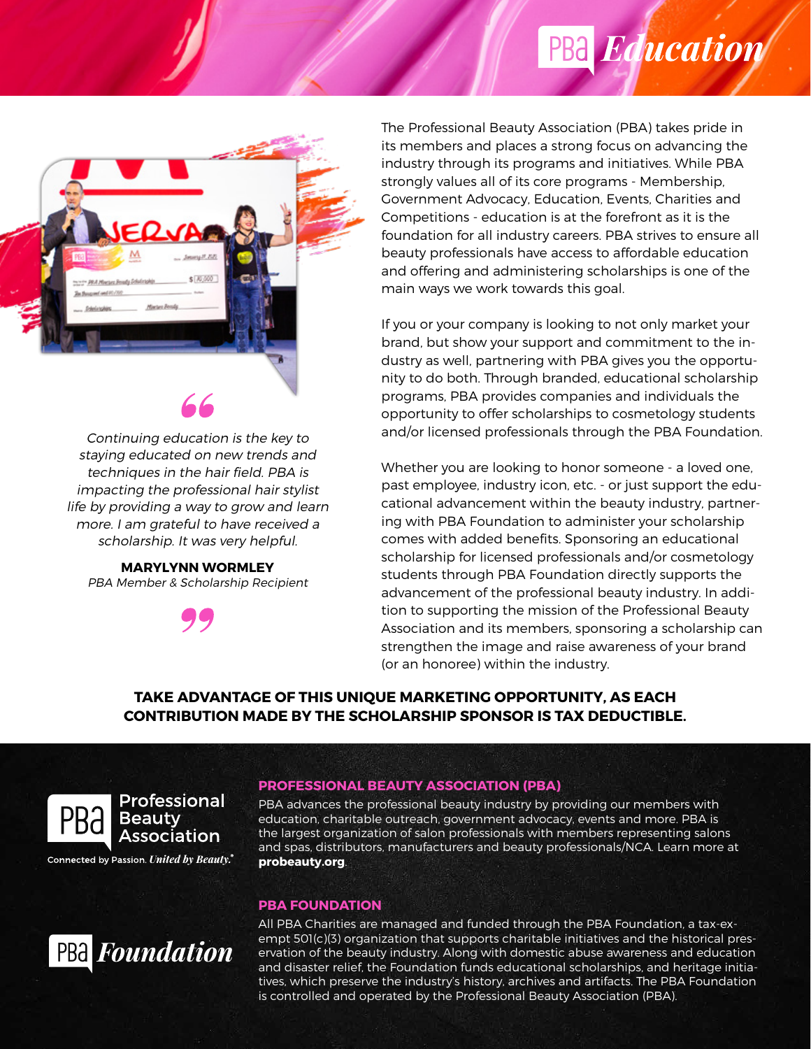# PBA Education

The Professional Beauty Association (PBA) takes pride in its members and places a strong focus on advancing the industry through its programs and initiatives. While PBA strongly values all of its core programs - Membership, Government Advocacy, Education, Events, Charities and Competitions - education is at the forefront as it is the foundation for all industry careers. PBA strives to ensure all beauty professionals have access to affordable education and offering and administering scholarships is one of the main ways we work towards this goal.

If you or your company is looking to not only market your brand, but show your support and commitment to the industry as well, partnering with PBA gives you the opportunity to do both. Through branded, educational scholarship programs, PBA provides companies and individuals the opportunity to offer scholarships to cosmetology students and/or licensed professionals through the PBA Foundation.

Whether you are looking to honor someone - a loved one, past employee, industry icon, etc. - or just support the educational advancement within the beauty industry, partnering with PBA Foundation to administer your scholarship comes with added benefits. Sponsoring an educational scholarship for licensed professionals and/or cosmetology students through PBA Foundation directly supports the advancement of the professional beauty industry. In addition to supporting the mission of the Professional Beauty Association and its members, sponsoring a scholarship can strengthen the image and raise awareness of your brand (or an honoree) within the industry.

> *Continuing education is the key to staying educated on new trends and techniques in the hair field. PBA is impacting the professional hair stylist life by providing a way to grow and learn more. I am grateful to have received a scholarship. It was very helpful.*
>
> **MARYLYNN WORMLEY**
> *PBA Member & Scholarship Recipient*

**TAKE ADVANTAGE OF THIS UNIQUE MARKETING OPPORTUNITY, AS EACH CONTRIBUTION MADE BY THE SCHOLARSHIP SPONSOR IS TAX DEDUCTIBLE.**

Professional Beauty Association
Connected by Passion. *United by Beauty.*®

## PROFESSIONAL BEAUTY ASSOCIATION (PBA)

PBA advances the professional beauty industry by providing our members with education, charitable outreach, government advocacy, events and more. PBA is the largest organization of salon professionals with members representing salons and spas, distributors, manufacturers and beauty professionals/NCA. Learn more at **probeauty.org**.

PBA *Foundation*

## PBA FOUNDATION

All PBA Charities are managed and funded through the PBA Foundation, a tax-exempt 501(c)(3) organization that supports charitable initiatives and the historical preservation of the beauty industry. Along with domestic abuse awareness and education and disaster relief, the Foundation funds educational scholarships, and heritage initiatives, which preserve the industry's history, archives and artifacts. The PBA Foundation is controlled and operated by the Professional Beauty Association (PBA).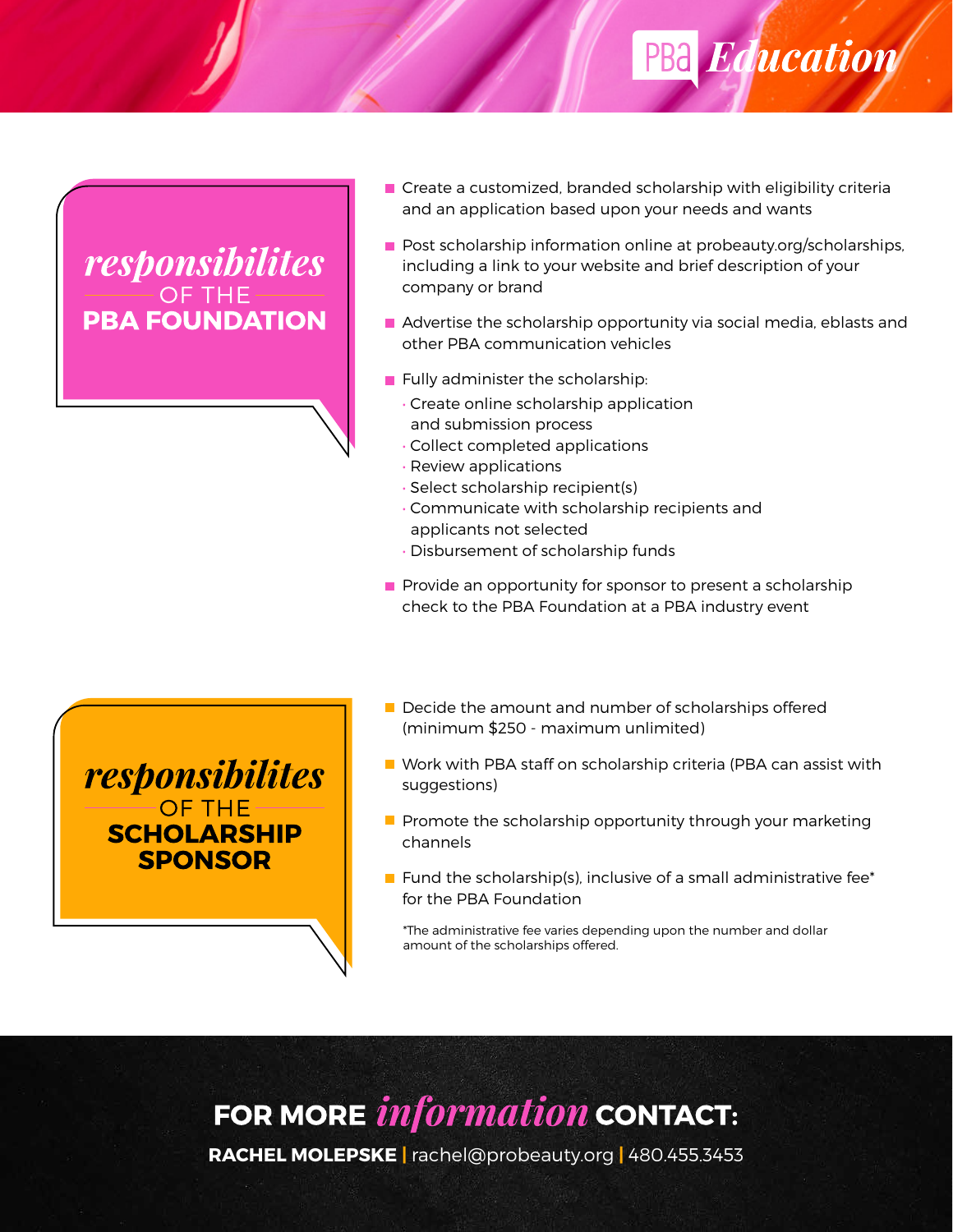PBA *Education*

## *responsibilites* OF THE PBA FOUNDATION

- Create a customized, branded scholarship with eligibility criteria and an application based upon your needs and wants
- Post scholarship information online at probeauty.org/scholarships, including a link to your website and brief description of your company or brand
- Advertise the scholarship opportunity via social media, eblasts and other PBA communication vehicles
- Fully administer the scholarship:
  - Create online scholarship application and submission process
  - Collect completed applications
  - Review applications
  - Select scholarship recipient(s)
  - Communicate with scholarship recipients and applicants not selected
  - Disbursement of scholarship funds
- Provide an opportunity for sponsor to present a scholarship check to the PBA Foundation at a PBA industry event

## *responsibilites* OF THE SCHOLARSHIP SPONSOR

- Decide the amount and number of scholarships offered (minimum $250 - maximum unlimited)
- Work with PBA staff on scholarship criteria (PBA can assist with suggestions)
- Promote the scholarship opportunity through your marketing channels
- Fund the scholarship(s), inclusive of a small administrative fee* for the PBA Foundation

*The administrative fee varies depending upon the number and dollar amount of the scholarships offered.

## FOR MORE *information* CONTACT:

**RACHEL MOLEPSKE** | rachel@probeauty.org | 480.455.3453